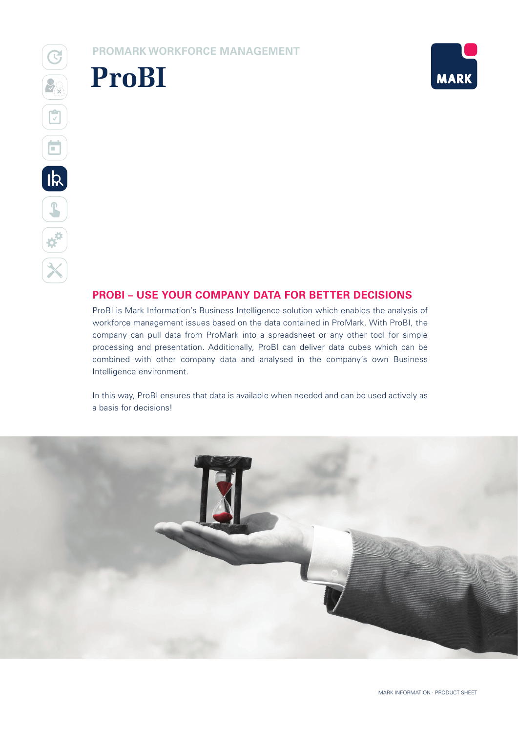PROMARK WORKFORCE MANAGEMENT

# ProBI

## PROBI – USE YOUR COMPANY DATA FOR BETTER DECISIONS

ProBI is Mark Information's Business Intelligence solution which enables the analysis of workforce management issues based on the data contained in ProMark. With ProBI, the company can pull data from ProMark into a spreadsheet or any other tool for simple processing and presentation. Additionally, ProBI can deliver data cubes which can be combined with other company data and analysed in the company's own Business Intelligence environment.

In this way, ProBI ensures that data is available when needed and can be used actively as a basis for decisions!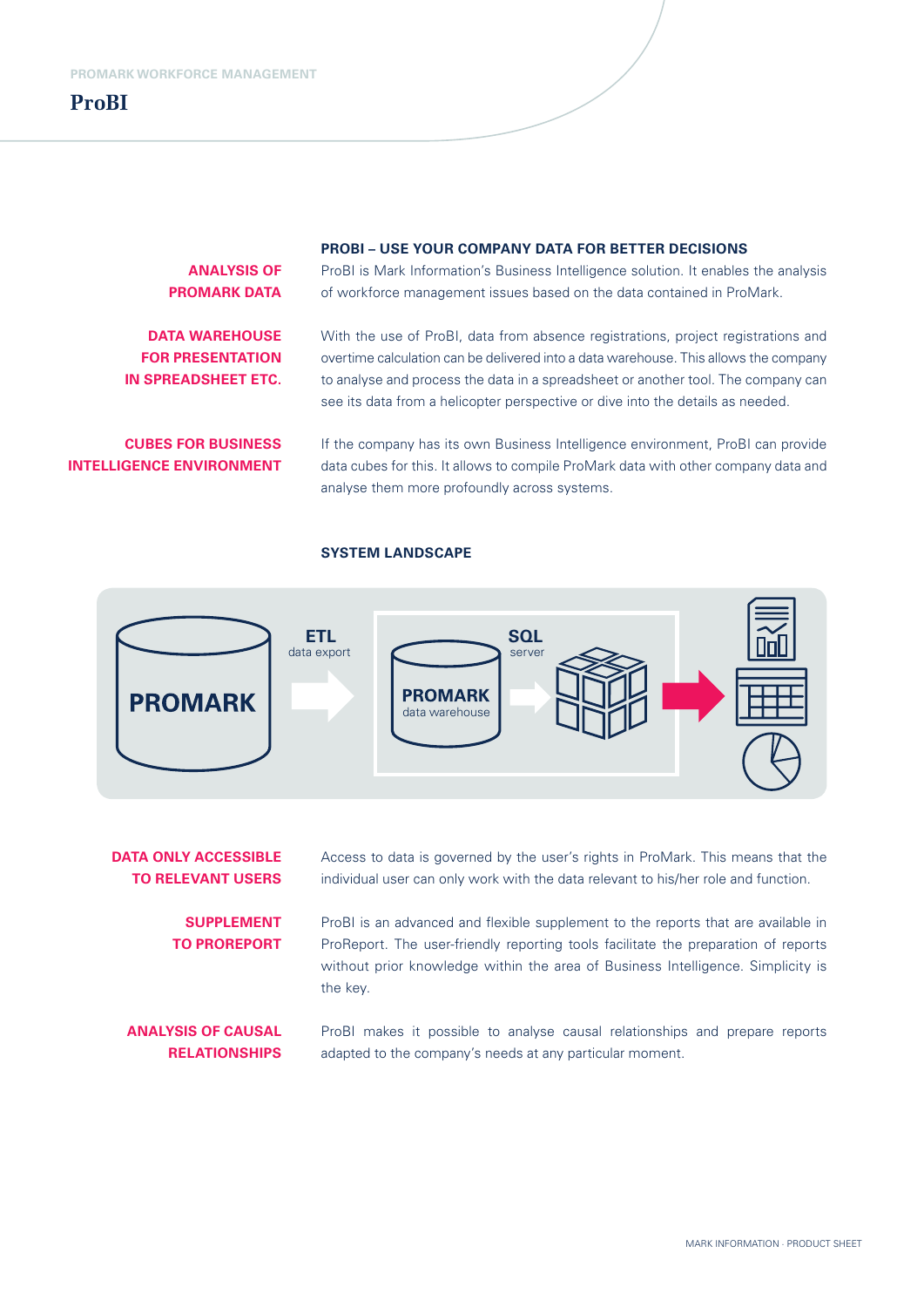# ProBI

## PROBI – USE YOUR COMPANY DATA FOR BETTER DECISIONS

**ANALYSIS OF PROMARK DATA**

ProBI is Mark Information's Business Intelligence solution. It enables the analysis of workforce management issues based on the data contained in ProMark.

**DATA WAREHOUSE FOR PRESENTATION IN SPREADSHEET ETC.**

With the use of ProBI, data from absence registrations, project registrations and overtime calculation can be delivered into a data warehouse. This allows the company to analyse and process the data in a spreadsheet or another tool. The company can see its data from a helicopter perspective or dive into the details as needed.

**CUBES FOR BUSINESS INTELLIGENCE ENVIRONMENT**

If the company has its own Business Intelligence environment, ProBI can provide data cubes for this. It allows to compile ProMark data with other company data and analyse them more profoundly across systems.

## SYSTEM LANDSCAPE

PROMARK → ETL data export → PROMARK data warehouse → SQL server → (reports, spreadsheets, charts)

**DATA ONLY ACCESSIBLE TO RELEVANT USERS**

Access to data is governed by the user's rights in ProMark. This means that the individual user can only work with the data relevant to his/her role and function.

**SUPPLEMENT TO PROREPORT**

ProBI is an advanced and flexible supplement to the reports that are available in ProReport. The user-friendly reporting tools facilitate the preparation of reports without prior knowledge within the area of Business Intelligence. Simplicity is the key.

**ANALYSIS OF CAUSAL RELATIONSHIPS**

ProBI makes it possible to analyse causal relationships and prepare reports adapted to the company's needs at any particular moment.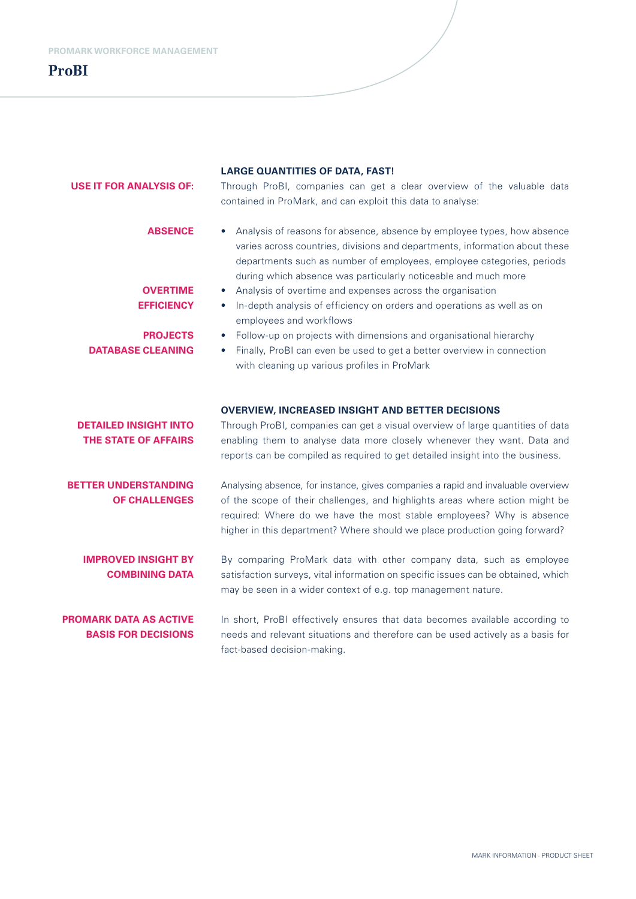PROMARK WORKFORCE MANAGEMENT

# ProBI

## LARGE QUANTITIES OF DATA, FAST!

**USE IT FOR ANALYSIS OF:**

Through ProBI, companies can get a clear overview of the valuable data contained in ProMark, and can exploit this data to analyse:

- **ABSENCE** – Analysis of reasons for absence, absence by employee types, how absence varies across countries, divisions and departments, information about these departments such as number of employees, employee categories, periods during which absence was particularly noticeable and much more
- **OVERTIME** – Analysis of overtime and expenses across the organisation
- **EFFICIENCY** – In-depth analysis of efficiency on orders and operations as well as on employees and workflows
- **PROJECTS** – Follow-up on projects with dimensions and organisational hierarchy
- **DATABASE CLEANING** – Finally, ProBI can even be used to get a better overview in connection with cleaning up various profiles in ProMark

## OVERVIEW, INCREASED INSIGHT AND BETTER DECISIONS

**DETAILED INSIGHT INTO THE STATE OF AFFAIRS**

Through ProBI, companies can get a visual overview of large quantities of data enabling them to analyse data more closely whenever they want. Data and reports can be compiled as required to get detailed insight into the business.

**BETTER UNDERSTANDING OF CHALLENGES**

Analysing absence, for instance, gives companies a rapid and invaluable overview of the scope of their challenges, and highlights areas where action might be required: Where do we have the most stable employees? Why is absence higher in this department? Where should we place production going forward?

**IMPROVED INSIGHT BY COMBINING DATA**

By comparing ProMark data with other company data, such as employee satisfaction surveys, vital information on specific issues can be obtained, which may be seen in a wider context of e.g. top management nature.

**PROMARK DATA AS ACTIVE BASIS FOR DECISIONS**

In short, ProBI effectively ensures that data becomes available according to needs and relevant situations and therefore can be used actively as a basis for fact-based decision-making.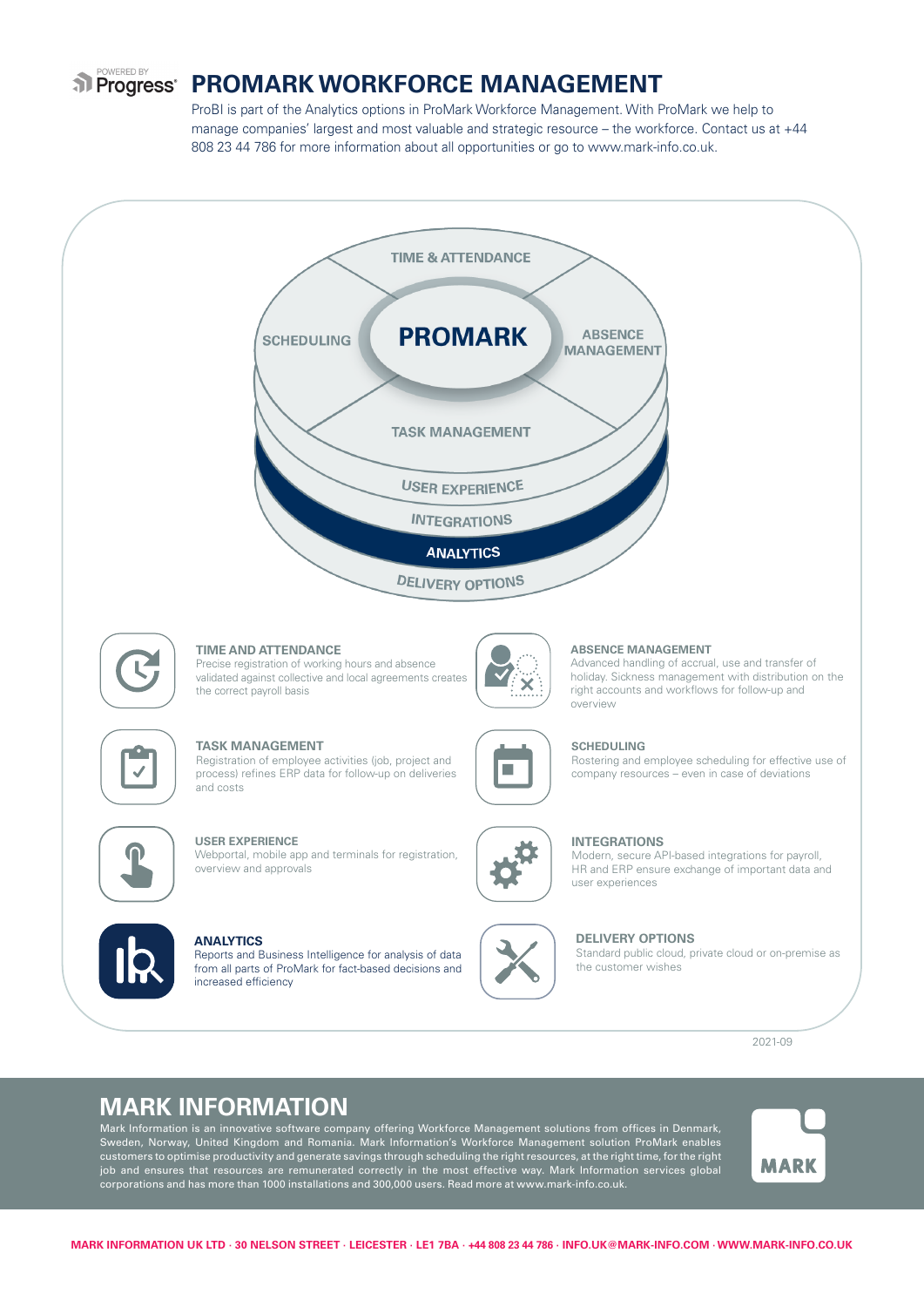POWERED BY Progress

# PROMARK WORKFORCE MANAGEMENT

ProBI is part of the Analytics options in ProMark Workforce Management. With ProMark we help to manage companies' largest and most valuable and strategic resource – the workforce. Contact us at +44 808 23 44 786 for more information about all opportunities or go to www.mark-info.co.uk.

TIME & ATTENDANCE

SCHEDULING

PROMARK

ABSENCE MANAGEMENT

TASK MANAGEMENT

USER EXPERIENCE

INTEGRATIONS

ANALYTICS

DELIVERY OPTIONS

### TIME AND ATTENDANCE

Precise registration of working hours and absence validated against collective and local agreements creates the correct payroll basis

### ABSENCE MANAGEMENT

Advanced handling of accrual, use and transfer of holiday. Sickness management with distribution on the right accounts and workflows for follow-up and overview

### TASK MANAGEMENT

Registration of employee activities (job, project and process) refines ERP data for follow-up on deliveries and costs

### SCHEDULING

Rostering and employee scheduling for effective use of company resources – even in case of deviations

### USER EXPERIENCE

Webportal, mobile app and terminals for registration, overview and approvals

### INTEGRATIONS

Modern, secure API-based integrations for payroll, HR and ERP ensure exchange of important data and user experiences

### ANALYTICS

Reports and Business Intelligence for analysis of data from all parts of ProMark for fact-based decisions and increased efficiency

### DELIVERY OPTIONS

Standard public cloud, private cloud or on-premise as the customer wishes

2021-09

## MARK INFORMATION

Mark Information is an innovative software company offering Workforce Management solutions from offices in Denmark, Sweden, Norway, United Kingdom and Romania. Mark Information's Workforce Management solution ProMark enables customers to optimise productivity and generate savings through scheduling the right resources, at the right time, for the right job and ensures that resources are remunerated correctly in the most effective way. Mark Information services global corporations and has more than 1000 installations and 300,000 users. Read more at www.mark-info.co.uk.

MARK

MARK INFORMATION UK LTD · 30 NELSON STREET · LEICESTER · LE1 7BA · +44 808 23 44 786 · INFO.UK@MARK-INFO.COM · WWW.MARK-INFO.CO.UK